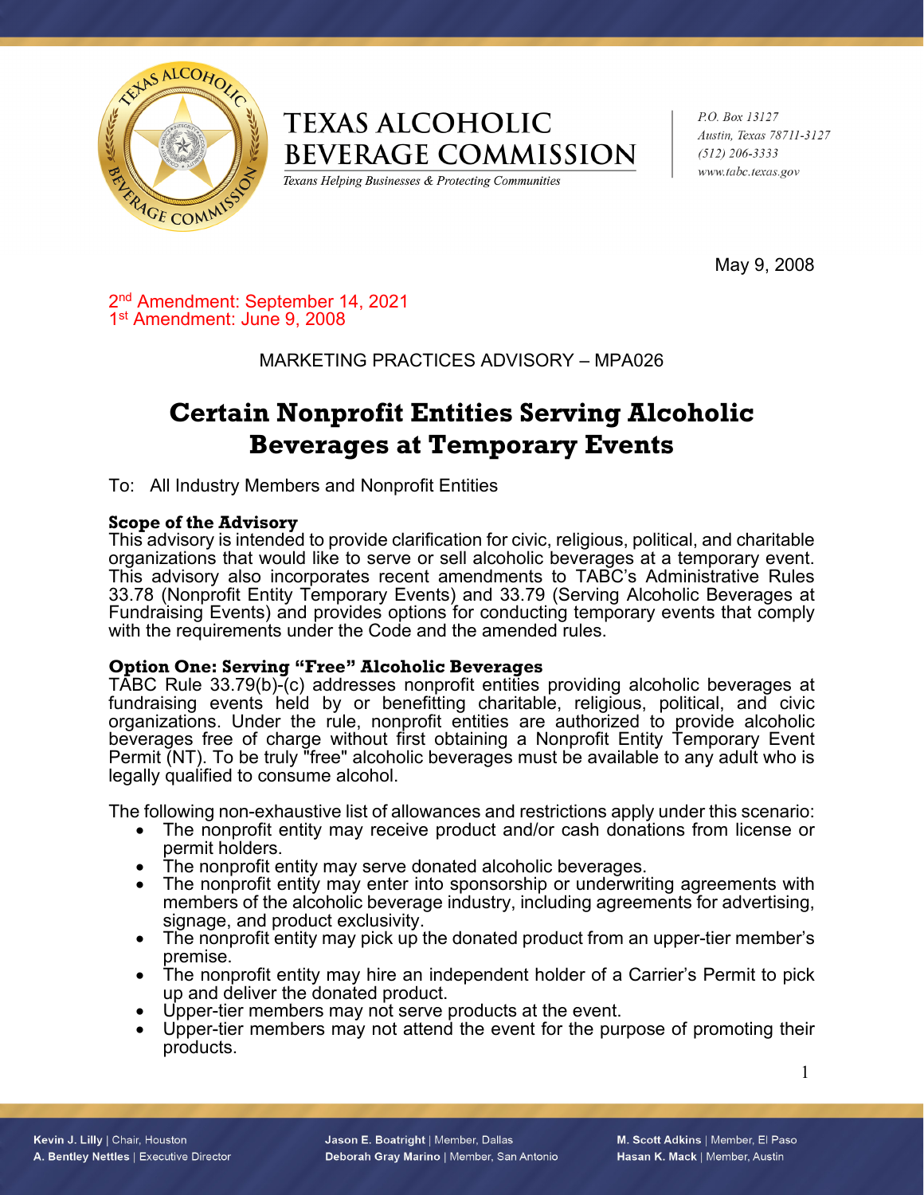# TEXAS ALCOHOLIC BEVERAGE COMMISSION

*Texans Helping Businesses & Protecting Communities*

*P.O. Box 13127*
*Austin, Texas 78711-3127*
*(512) 206-3333*
*www.tabc.texas.gov*

May 9, 2008

2nd Amendment: September 14, 2021
1st Amendment: June 9, 2008

MARKETING PRACTICES ADVISORY – MPA026

## Certain Nonprofit Entities Serving Alcoholic Beverages at Temporary Events

To: All Industry Members and Nonprofit Entities

### Scope of the Advisory

This advisory is intended to provide clarification for civic, religious, political, and charitable organizations that would like to serve or sell alcoholic beverages at a temporary event. This advisory also incorporates recent amendments to TABC's Administrative Rules 33.78 (Nonprofit Entity Temporary Events) and 33.79 (Serving Alcoholic Beverages at Fundraising Events) and provides options for conducting temporary events that comply with the requirements under the Code and the amended rules.

### Option One: Serving "Free" Alcoholic Beverages

TABC Rule 33.79(b)-(c) addresses nonprofit entities providing alcoholic beverages at fundraising events held by or benefitting charitable, religious, political, and civic organizations. Under the rule, nonprofit entities are authorized to provide alcoholic beverages free of charge without first obtaining a Nonprofit Entity Temporary Event Permit (NT). To be truly "free" alcoholic beverages must be available to any adult who is legally qualified to consume alcohol.

The following non-exhaustive list of allowances and restrictions apply under this scenario:

- The nonprofit entity may receive product and/or cash donations from license or permit holders.
- The nonprofit entity may serve donated alcoholic beverages.
- The nonprofit entity may enter into sponsorship or underwriting agreements with members of the alcoholic beverage industry, including agreements for advertising, signage, and product exclusivity.
- The nonprofit entity may pick up the donated product from an upper-tier member's premise.
- The nonprofit entity may hire an independent holder of a Carrier's Permit to pick up and deliver the donated product.
- Upper-tier members may not serve products at the event.
- Upper-tier members may not attend the event for the purpose of promoting their products.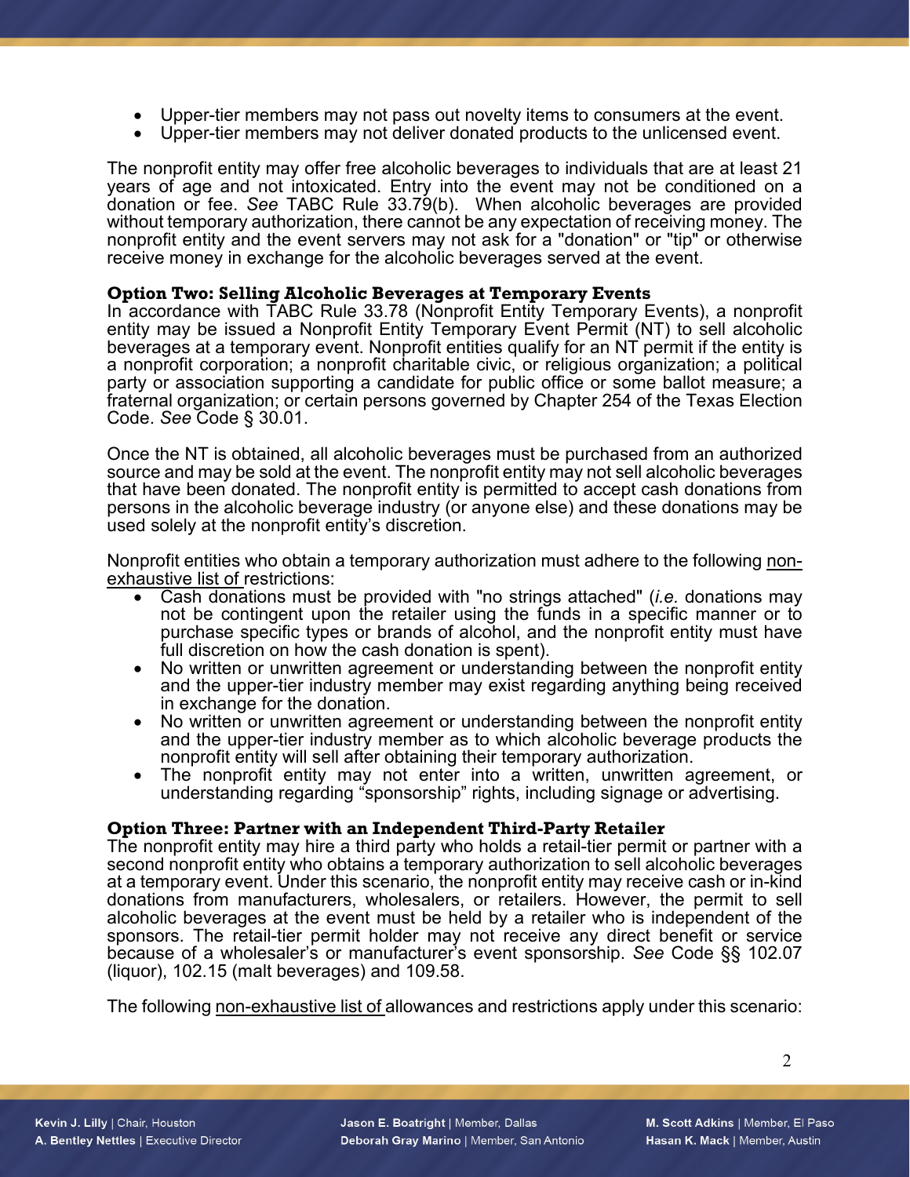- Upper-tier members may not pass out novelty items to consumers at the event.
- Upper-tier members may not deliver donated products to the unlicensed event.

The nonprofit entity may offer free alcoholic beverages to individuals that are at least 21 years of age and not intoxicated. Entry into the event may not be conditioned on a donation or fee. *See* TABC Rule 33.79(b). When alcoholic beverages are provided without temporary authorization, there cannot be any expectation of receiving money. The nonprofit entity and the event servers may not ask for a "donation" or "tip" or otherwise receive money in exchange for the alcoholic beverages served at the event.

**Option Two: Selling Alcoholic Beverages at Temporary Events**
In accordance with TABC Rule 33.78 (Nonprofit Entity Temporary Events), a nonprofit entity may be issued a Nonprofit Entity Temporary Event Permit (NT) to sell alcoholic beverages at a temporary event. Nonprofit entities qualify for an NT permit if the entity is a nonprofit corporation; a nonprofit charitable civic, or religious organization; a political party or association supporting a candidate for public office or some ballot measure; a fraternal organization; or certain persons governed by Chapter 254 of the Texas Election Code. *See* Code § 30.01.

Once the NT is obtained, all alcoholic beverages must be purchased from an authorized source and may be sold at the event. The nonprofit entity may not sell alcoholic beverages that have been donated. The nonprofit entity is permitted to accept cash donations from persons in the alcoholic beverage industry (or anyone else) and these donations may be used solely at the nonprofit entity's discretion.

Nonprofit entities who obtain a temporary authorization must adhere to the following non-exhaustive list of restrictions:

- Cash donations must be provided with "no strings attached" (*i.e.* donations may not be contingent upon the retailer using the funds in a specific manner or to purchase specific types or brands of alcohol, and the nonprofit entity must have full discretion on how the cash donation is spent).
- No written or unwritten agreement or understanding between the nonprofit entity and the upper-tier industry member may exist regarding anything being received in exchange for the donation.
- No written or unwritten agreement or understanding between the nonprofit entity and the upper-tier industry member as to which alcoholic beverage products the nonprofit entity will sell after obtaining their temporary authorization.
- The nonprofit entity may not enter into a written, unwritten agreement, or understanding regarding "sponsorship" rights, including signage or advertising.

**Option Three: Partner with an Independent Third-Party Retailer**
The nonprofit entity may hire a third party who holds a retail-tier permit or partner with a second nonprofit entity who obtains a temporary authorization to sell alcoholic beverages at a temporary event. Under this scenario, the nonprofit entity may receive cash or in-kind donations from manufacturers, wholesalers, or retailers. However, the permit to sell alcoholic beverages at the event must be held by a retailer who is independent of the sponsors. The retail-tier permit holder may not receive any direct benefit or service because of a wholesaler's or manufacturer's event sponsorship. *See* Code §§ 102.07 (liquor), 102.15 (malt beverages) and 109.58.

The following non-exhaustive list of allowances and restrictions apply under this scenario: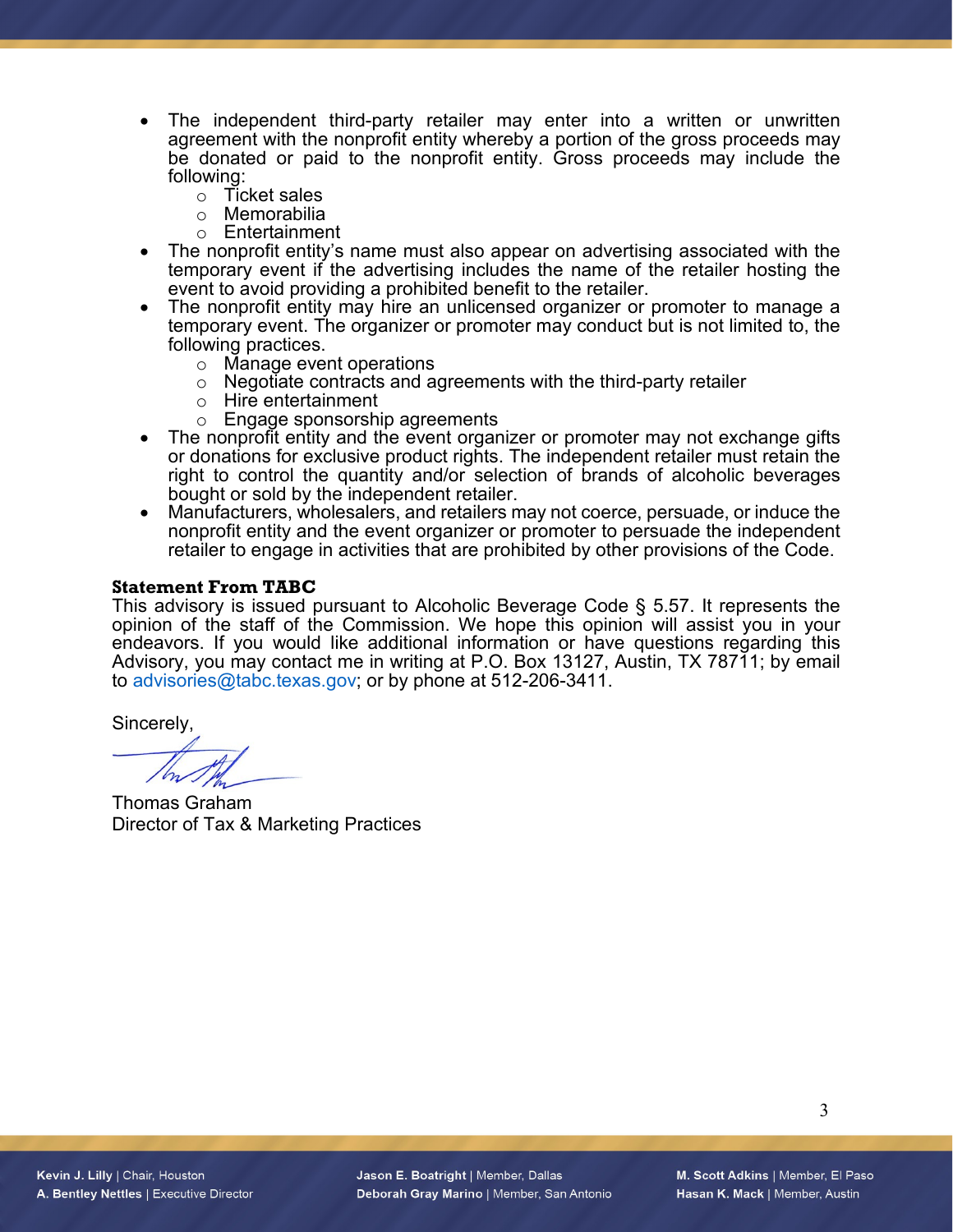- The independent third-party retailer may enter into a written or unwritten agreement with the nonprofit entity whereby a portion of the gross proceeds may be donated or paid to the nonprofit entity. Gross proceeds may include the following:
  - Ticket sales
  - Memorabilia
  - Entertainment
- The nonprofit entity's name must also appear on advertising associated with the temporary event if the advertising includes the name of the retailer hosting the event to avoid providing a prohibited benefit to the retailer.
- The nonprofit entity may hire an unlicensed organizer or promoter to manage a temporary event. The organizer or promoter may conduct but is not limited to, the following practices.
  - Manage event operations
  - Negotiate contracts and agreements with the third-party retailer
  - Hire entertainment
  - Engage sponsorship agreements
- The nonprofit entity and the event organizer or promoter may not exchange gifts or donations for exclusive product rights. The independent retailer must retain the right to control the quantity and/or selection of brands of alcoholic beverages bought or sold by the independent retailer.
- Manufacturers, wholesalers, and retailers may not coerce, persuade, or induce the nonprofit entity and the event organizer or promoter to persuade the independent retailer to engage in activities that are prohibited by other provisions of the Code.

**Statement From TABC**

This advisory is issued pursuant to Alcoholic Beverage Code § 5.57. It represents the opinion of the staff of the Commission. We hope this opinion will assist you in your endeavors. If you would like additional information or have questions regarding this Advisory, you may contact me in writing at P.O. Box 13127, Austin, TX 78711; by email to advisories@tabc.texas.gov; or by phone at 512-206-3411.

Sincerely,

Thomas Graham
Director of Tax & Marketing Practices

**Kevin J. Lilly** | Chair, Houston
**A. Bentley Nettles** | Executive Director
**Jason E. Boatright** | Member, Dallas
**Deborah Gray Marino** | Member, San Antonio
**M. Scott Adkins** | Member, El Paso
**Hasan K. Mack** | Member, Austin